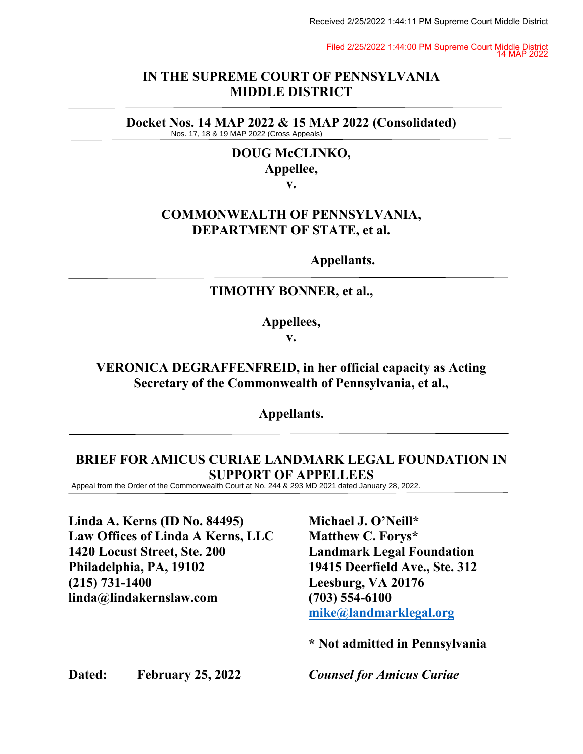Received 2/25/2022 1:44:11 PM Supreme Court Middle District

Filed 2/25/2022 1:44:00 PM Supreme Court Middle District
14 MAP 2022

# IN THE SUPREME COURT OF PENNSYLVANIA
# MIDDLE DISTRICT

---

**Docket Nos. 14 MAP 2022 & 15 MAP 2022 (Consolidated)**
Nos. 17, 18 & 19 MAP 2022 (Cross Appeals)

---

**DOUG McCLINKO,**
**Appellee,**
**v.**

**COMMONWEALTH OF PENNSYLVANIA,**
**DEPARTMENT OF STATE, et al.**

**Appellants.**

---

**TIMOTHY BONNER, et al.,**

**Appellees,**
**v.**

**VERONICA DEGRAFFENFREID, in her official capacity as Acting Secretary of the Commonwealth of Pennsylvania, et al.,**

**Appellants.**

---

## BRIEF FOR AMICUS CURIAE LANDMARK LEGAL FOUNDATION IN SUPPORT OF APPELLEES

Appeal from the Order of the Commonwealth Court at No. 244 & 293 MD 2021 dated January 28, 2022.

---

**Linda A. Kerns (ID No. 84495)**
**Law Offices of Linda A Kerns, LLC**
**1420 Locust Street, Ste. 200**
**Philadelphia, PA, 19102**
**(215) 731-1400**
**linda@lindakernslaw.com**

**Michael J. O'Neill***
**Matthew C. Forys***
**Landmark Legal Foundation**
**19415 Deerfield Ave., Ste. 312**
**Leesburg, VA 20176**
**(703) 554-6100**
**mike@landmarklegal.org**

**\* Not admitted in Pennsylvania**

**Dated: February 25, 2022**

***Counsel for Amicus Curiae***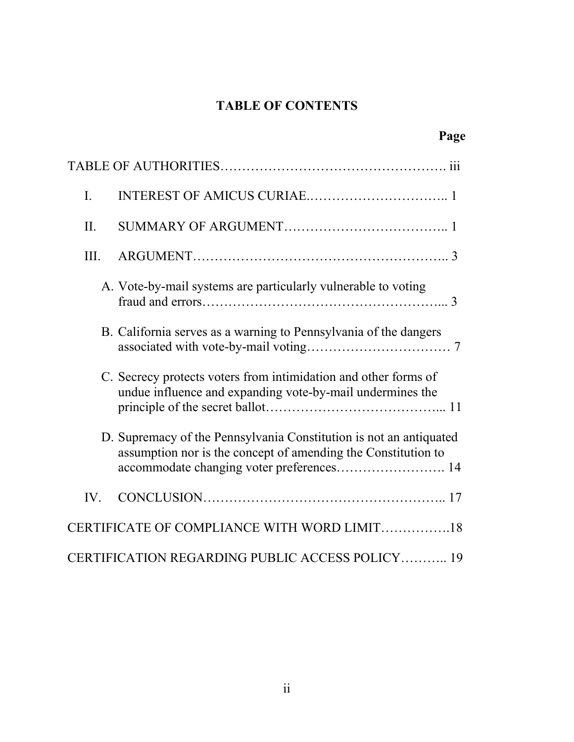## TABLE OF CONTENTS

| | Page |
|---|---|
| TABLE OF AUTHORITIES | iii |
| I. INTEREST OF AMICUS CURIAE. | 1 |
| II. SUMMARY OF ARGUMENT | 1 |
| III. ARGUMENT | 3 |
| A. Vote-by-mail systems are particularly vulnerable to voting fraud and errors | 3 |
| B. California serves as a warning to Pennsylvania of the dangers associated with vote-by-mail voting | 7 |
| C. Secrecy protects voters from intimidation and other forms of undue influence and expanding vote-by-mail undermines the principle of the secret ballot | 11 |
| D. Supremacy of the Pennsylvania Constitution is not an antiquated assumption nor is the concept of amending the Constitution to accommodate changing voter preferences | 14 |
| IV. CONCLUSION | 17 |
| CERTIFICATE OF COMPLIANCE WITH WORD LIMIT | 18 |
| CERTIFICATION REGARDING PUBLIC ACCESS POLICY | 19 |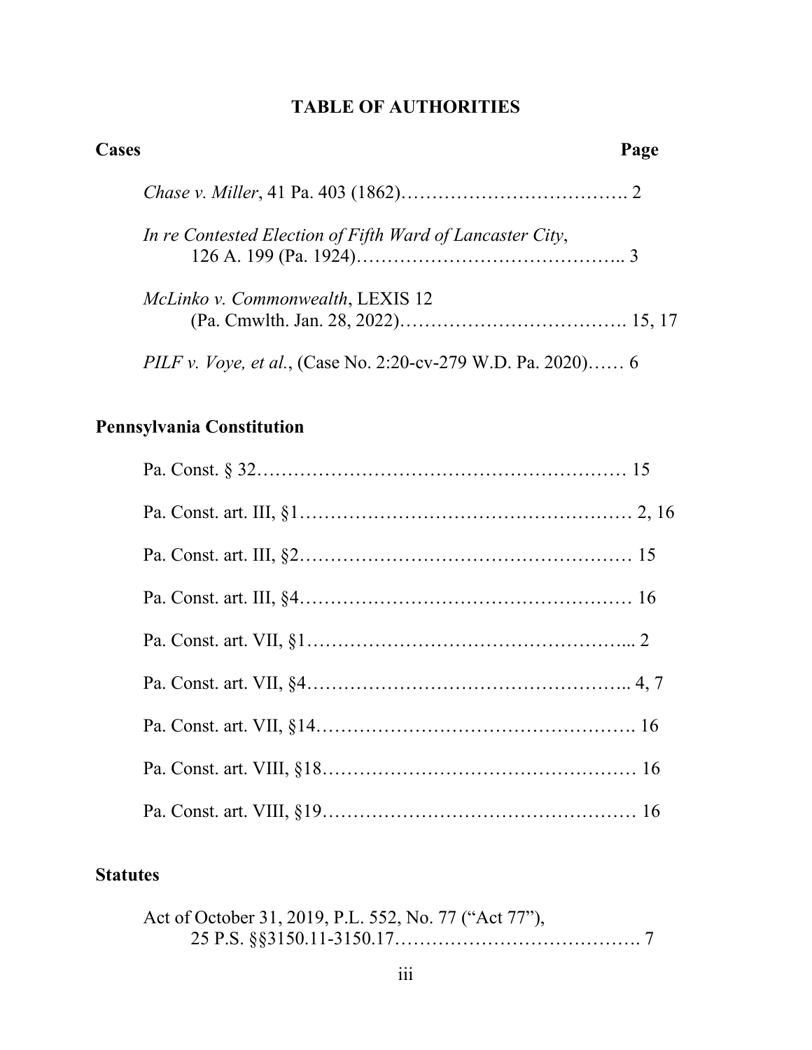# TABLE OF AUTHORITIES

**Cases** **Page**

*Chase v. Miller*, 41 Pa. 403 (1862)………………………………. 2

*In re Contested Election of Fifth Ward of Lancaster City*, 126 A. 199 (Pa. 1924)…………………………………….. 3

*McLinko v. Commonwealth*, LEXIS 12 (Pa. Cmwlth. Jan. 28, 2022)………………………………. 15, 17

*PILF v. Voye, et al.*, (Case No. 2:20-cv-279 W.D. Pa. 2020)…… 6

## Pennsylvania Constitution

Pa. Const. § 32…………………………………………………… 15

Pa. Const. art. III, §1……………………………………………… 2, 16

Pa. Const. art. III, §2……………………………………………… 15

Pa. Const. art. III, §4……………………………………………… 16

Pa. Const. art. VII, §1……………………………………………... 2

Pa. Const. art. VII, §4…………………………………………….. 4, 7

Pa. Const. art. VII, §14……………………………………………. 16

Pa. Const. art. VIII, §18…………………………………………… 16

Pa. Const. art. VIII, §19…………………………………………… 16

## Statutes

Act of October 31, 2019, P.L. 552, No. 77 ("Act 77"), 25 P.S. §§3150.11-3150.17…………………………………. 7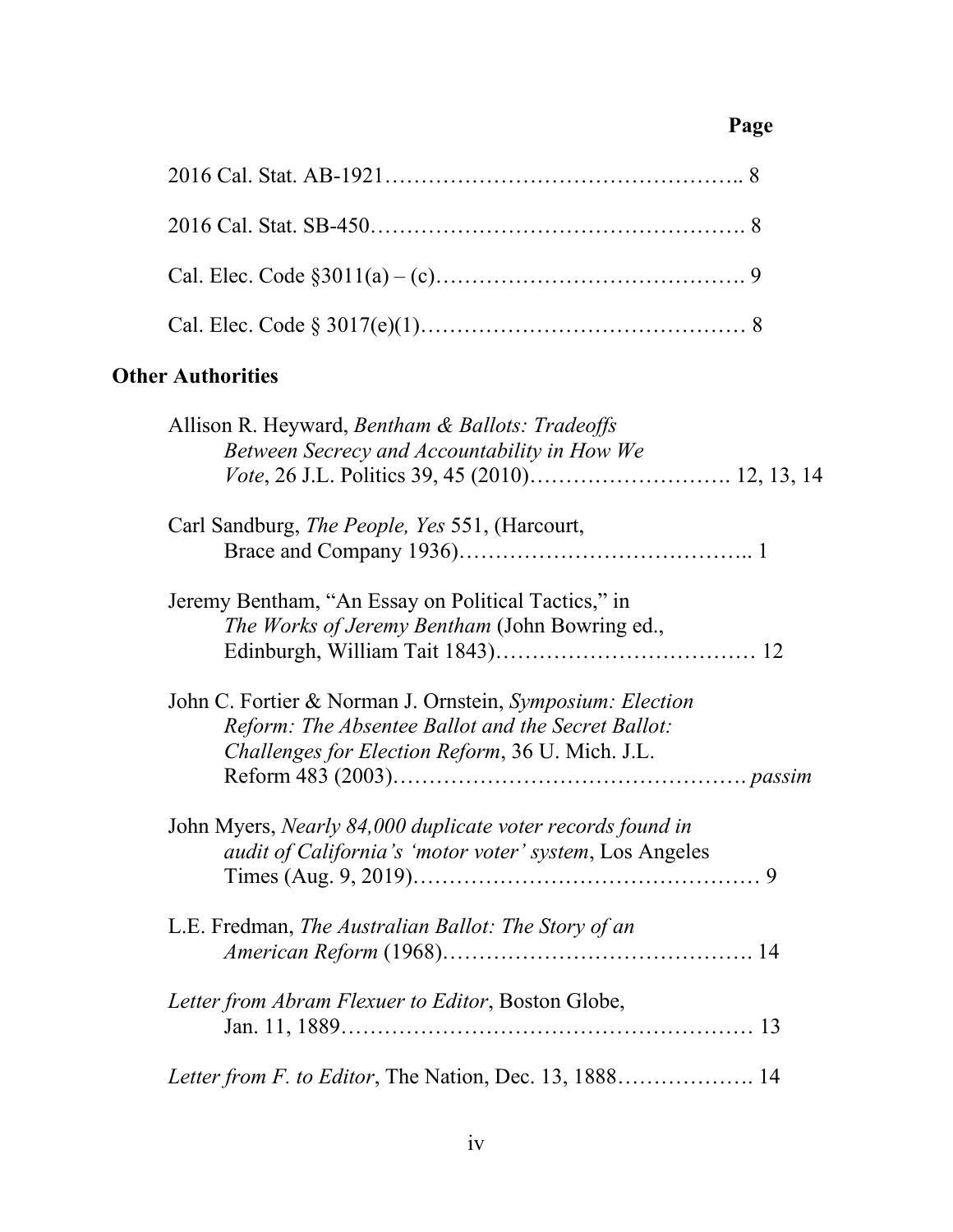**Page**

2016 Cal. Stat. AB-1921………………………………………….. 8

2016 Cal. Stat. SB-450……………………………………………. 8

Cal. Elec. Code §3011(a) – (c)……………………………………. 9

Cal. Elec. Code § 3017(e)(1)……………………………………… 8

**Other Authorities**

Allison R. Heyward, *Bentham & Ballots: Tradeoffs Between Secrecy and Accountability in How We Vote*, 26 J.L. Politics 39, 45 (2010)………………………. 12, 13, 14

Carl Sandburg, *The People, Yes* 551, (Harcourt, Brace and Company 1936)………………………………….. 1

Jeremy Bentham, "An Essay on Political Tactics," in *The Works of Jeremy Bentham* (John Bowring ed., Edinburgh, William Tait 1843)……………………………… 12

John C. Fortier & Norman J. Ornstein, *Symposium: Election Reform: The Absentee Ballot and the Secret Ballot: Challenges for Election Reform*, 36 U. Mich. J.L. Reform 483 (2003)…………………………………………. *passim*

John Myers, *Nearly 84,000 duplicate voter records found in audit of California's 'motor voter' system*, Los Angeles Times (Aug. 9, 2019)………………………………………… 9

L.E. Fredman, *The Australian Ballot: The Story of an American Reform* (1968)……………………………………. 14

*Letter from Abram Flexuer to Editor*, Boston Globe, Jan. 11, 1889………………………………………………… 13

*Letter from F. to Editor*, The Nation, Dec. 13, 1888………………. 14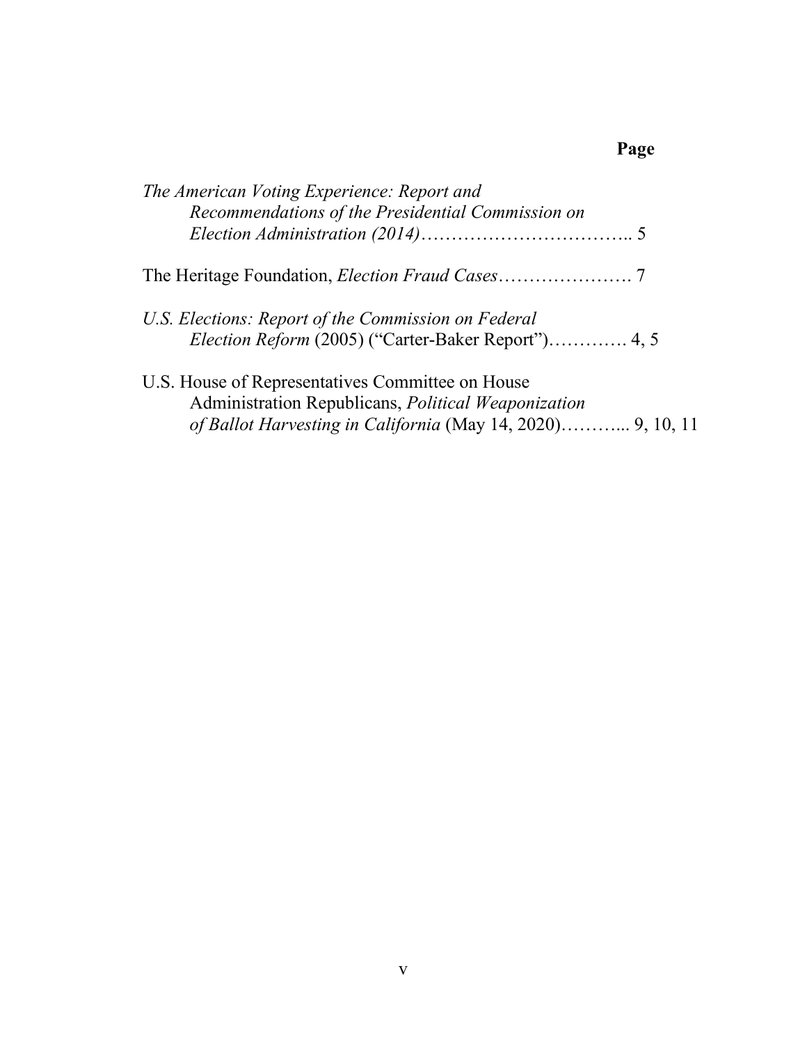**Page**

*The American Voting Experience: Report and Recommendations of the Presidential Commission on Election Administration (2014)*…………………………….. 5

The Heritage Foundation, *Election Fraud Cases*…………………. 7

*U.S. Elections: Report of the Commission on Federal Election Reform* (2005) ("Carter-Baker Report")…………. 4, 5

U.S. House of Representatives Committee on House Administration Republicans, *Political Weaponization of Ballot Harvesting in California* (May 14, 2020)………... 9, 10, 11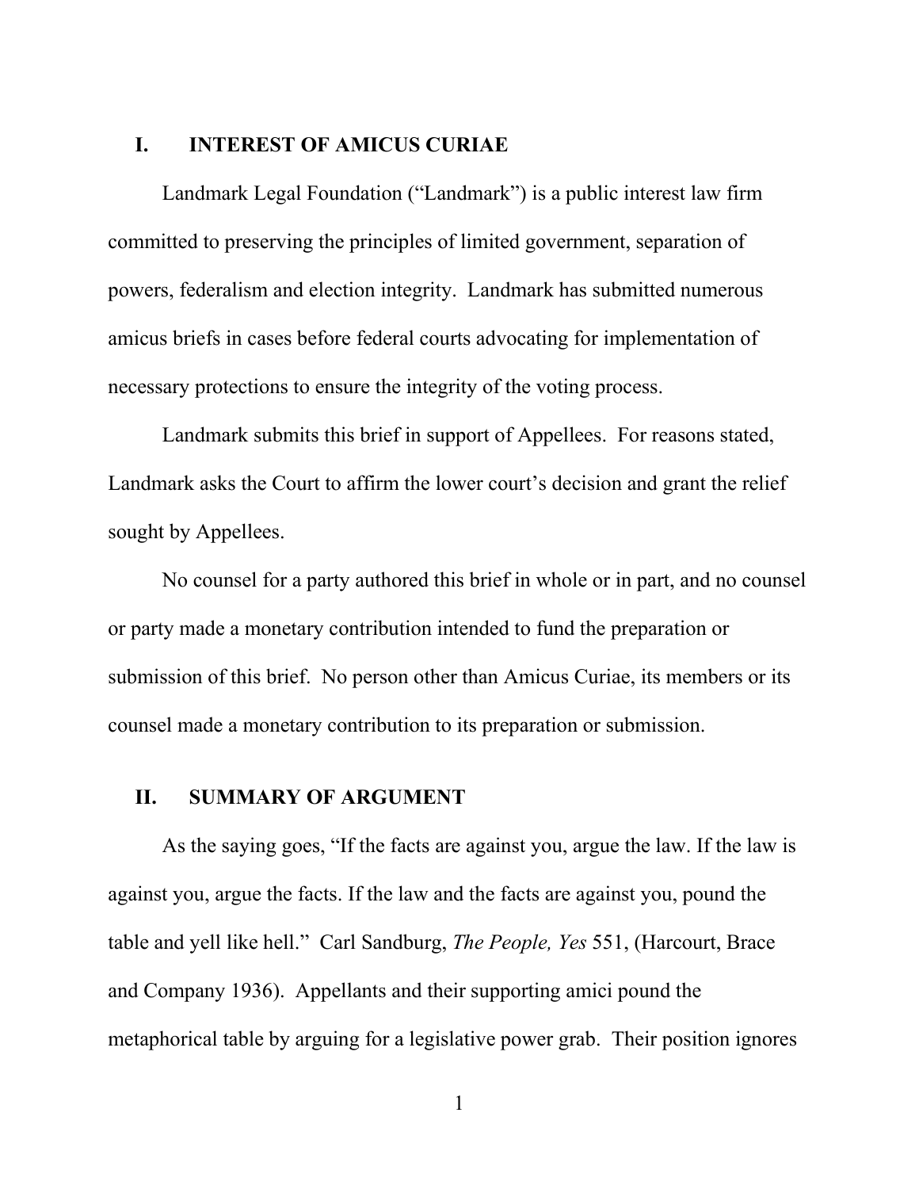## I. INTEREST OF AMICUS CURIAE

Landmark Legal Foundation ("Landmark") is a public interest law firm committed to preserving the principles of limited government, separation of powers, federalism and election integrity. Landmark has submitted numerous amicus briefs in cases before federal courts advocating for implementation of necessary protections to ensure the integrity of the voting process.

Landmark submits this brief in support of Appellees. For reasons stated, Landmark asks the Court to affirm the lower court's decision and grant the relief sought by Appellees.

No counsel for a party authored this brief in whole or in part, and no counsel or party made a monetary contribution intended to fund the preparation or submission of this brief. No person other than Amicus Curiae, its members or its counsel made a monetary contribution to its preparation or submission.

## II. SUMMARY OF ARGUMENT

As the saying goes, "If the facts are against you, argue the law. If the law is against you, argue the facts. If the law and the facts are against you, pound the table and yell like hell." Carl Sandburg, *The People, Yes* 551, (Harcourt, Brace and Company 1936). Appellants and their supporting amici pound the metaphorical table by arguing for a legislative power grab. Their position ignores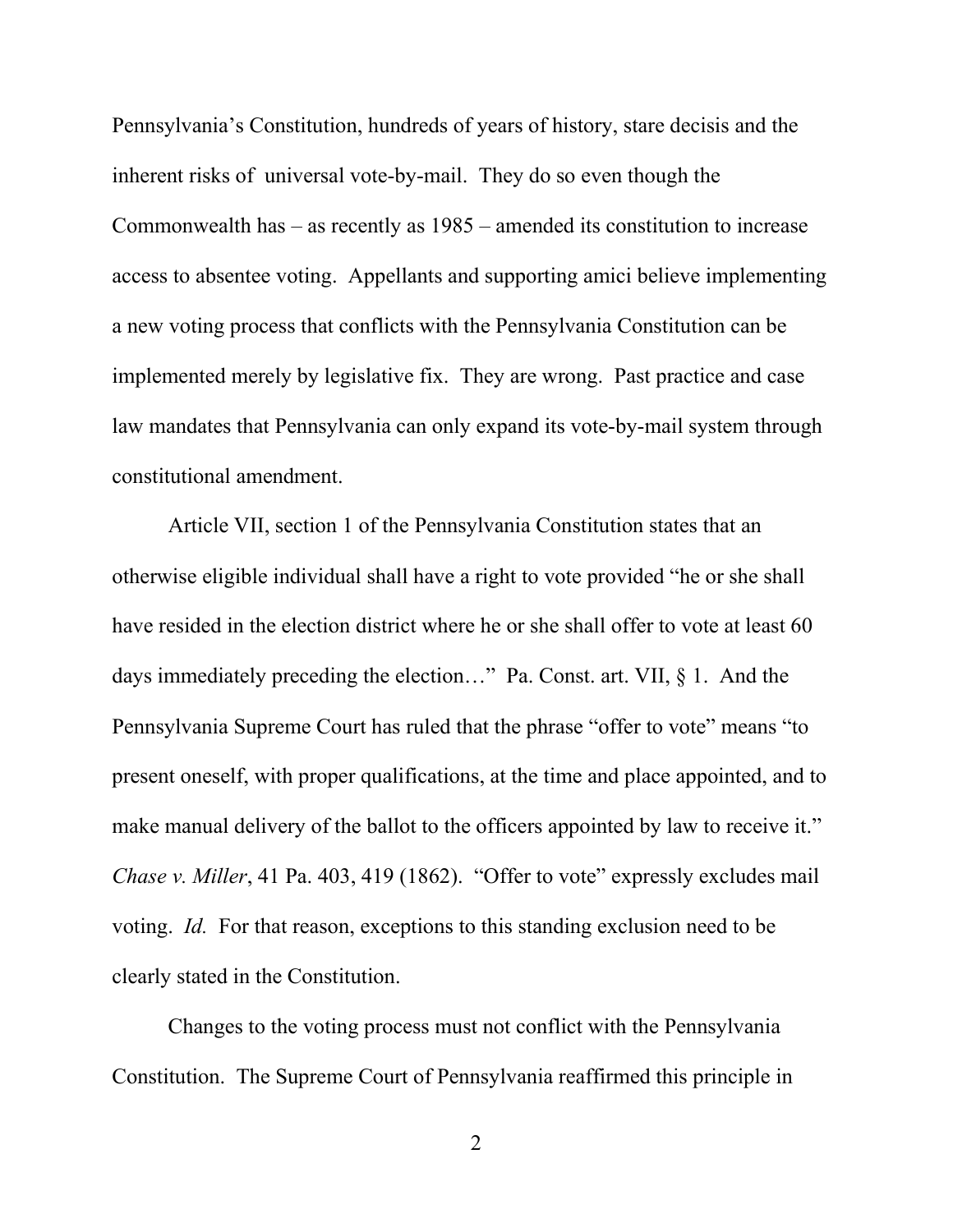Pennsylvania's Constitution, hundreds of years of history, stare decisis and the inherent risks of universal vote-by-mail. They do so even though the Commonwealth has – as recently as 1985 – amended its constitution to increase access to absentee voting. Appellants and supporting amici believe implementing a new voting process that conflicts with the Pennsylvania Constitution can be implemented merely by legislative fix. They are wrong. Past practice and case law mandates that Pennsylvania can only expand its vote-by-mail system through constitutional amendment.

Article VII, section 1 of the Pennsylvania Constitution states that an otherwise eligible individual shall have a right to vote provided "he or she shall have resided in the election district where he or she shall offer to vote at least 60 days immediately preceding the election…" Pa. Const. art. VII, § 1. And the Pennsylvania Supreme Court has ruled that the phrase "offer to vote" means "to present oneself, with proper qualifications, at the time and place appointed, and to make manual delivery of the ballot to the officers appointed by law to receive it." *Chase v. Miller*, 41 Pa. 403, 419 (1862). "Offer to vote" expressly excludes mail voting. *Id.* For that reason, exceptions to this standing exclusion need to be clearly stated in the Constitution.

Changes to the voting process must not conflict with the Pennsylvania Constitution. The Supreme Court of Pennsylvania reaffirmed this principle in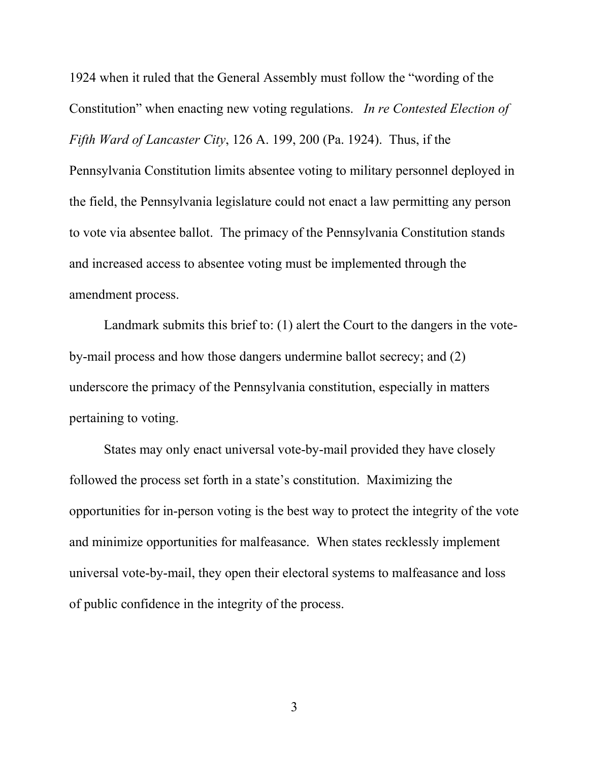1924 when it ruled that the General Assembly must follow the "wording of the Constitution" when enacting new voting regulations. *In re Contested Election of Fifth Ward of Lancaster City*, 126 A. 199, 200 (Pa. 1924). Thus, if the Pennsylvania Constitution limits absentee voting to military personnel deployed in the field, the Pennsylvania legislature could not enact a law permitting any person to vote via absentee ballot. The primacy of the Pennsylvania Constitution stands and increased access to absentee voting must be implemented through the amendment process.

Landmark submits this brief to: (1) alert the Court to the dangers in the vote-by-mail process and how those dangers undermine ballot secrecy; and (2) underscore the primacy of the Pennsylvania constitution, especially in matters pertaining to voting.

States may only enact universal vote-by-mail provided they have closely followed the process set forth in a state's constitution. Maximizing the opportunities for in-person voting is the best way to protect the integrity of the vote and minimize opportunities for malfeasance. When states recklessly implement universal vote-by-mail, they open their electoral systems to malfeasance and loss of public confidence in the integrity of the process.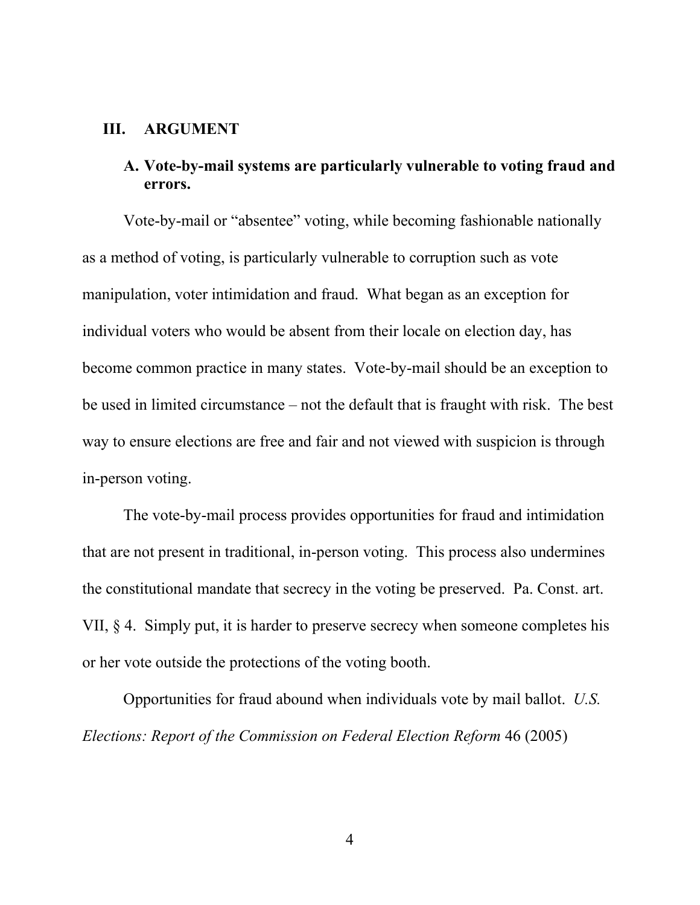## III. ARGUMENT

### A. Vote-by-mail systems are particularly vulnerable to voting fraud and errors.

Vote-by-mail or "absentee" voting, while becoming fashionable nationally as a method of voting, is particularly vulnerable to corruption such as vote manipulation, voter intimidation and fraud. What began as an exception for individual voters who would be absent from their locale on election day, has become common practice in many states. Vote-by-mail should be an exception to be used in limited circumstance – not the default that is fraught with risk. The best way to ensure elections are free and fair and not viewed with suspicion is through in-person voting.

The vote-by-mail process provides opportunities for fraud and intimidation that are not present in traditional, in-person voting. This process also undermines the constitutional mandate that secrecy in the voting be preserved. Pa. Const. art. VII, § 4. Simply put, it is harder to preserve secrecy when someone completes his or her vote outside the protections of the voting booth.

Opportunities for fraud abound when individuals vote by mail ballot. *U.S. Elections: Report of the Commission on Federal Election Reform* 46 (2005)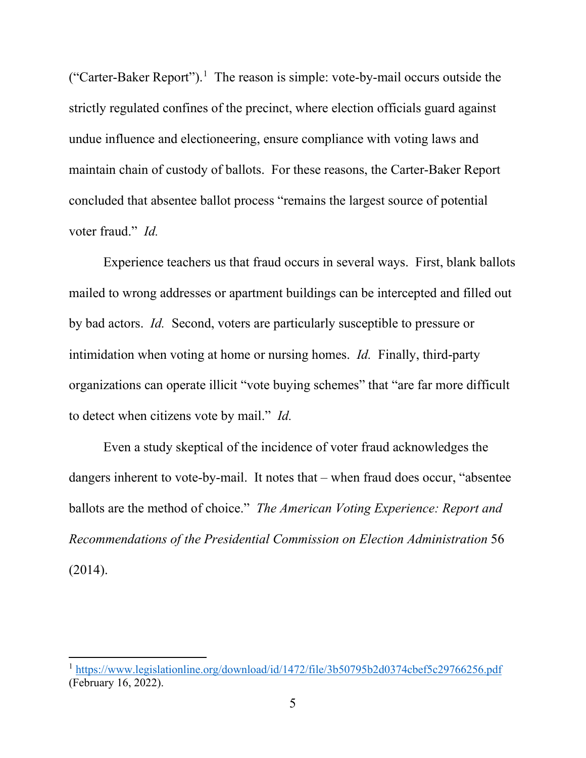("Carter-Baker Report").[1] The reason is simple: vote-by-mail occurs outside the strictly regulated confines of the precinct, where election officials guard against undue influence and electioneering, ensure compliance with voting laws and maintain chain of custody of ballots. For these reasons, the Carter-Baker Report concluded that absentee ballot process "remains the largest source of potential voter fraud." *Id.*

Experience teachers us that fraud occurs in several ways. First, blank ballots mailed to wrong addresses or apartment buildings can be intercepted and filled out by bad actors. *Id.* Second, voters are particularly susceptible to pressure or intimidation when voting at home or nursing homes. *Id.* Finally, third-party organizations can operate illicit "vote buying schemes" that "are far more difficult to detect when citizens vote by mail." *Id.*

Even a study skeptical of the incidence of voter fraud acknowledges the dangers inherent to vote-by-mail. It notes that – when fraud does occur, "absentee ballots are the method of choice." *The American Voting Experience: Report and Recommendations of the Presidential Commission on Election Administration* 56 (2014).

---

[1] https://www.legislationline.org/download/id/1472/file/3b50795b2d0374cbef5c29766256.pdf (February 16, 2022).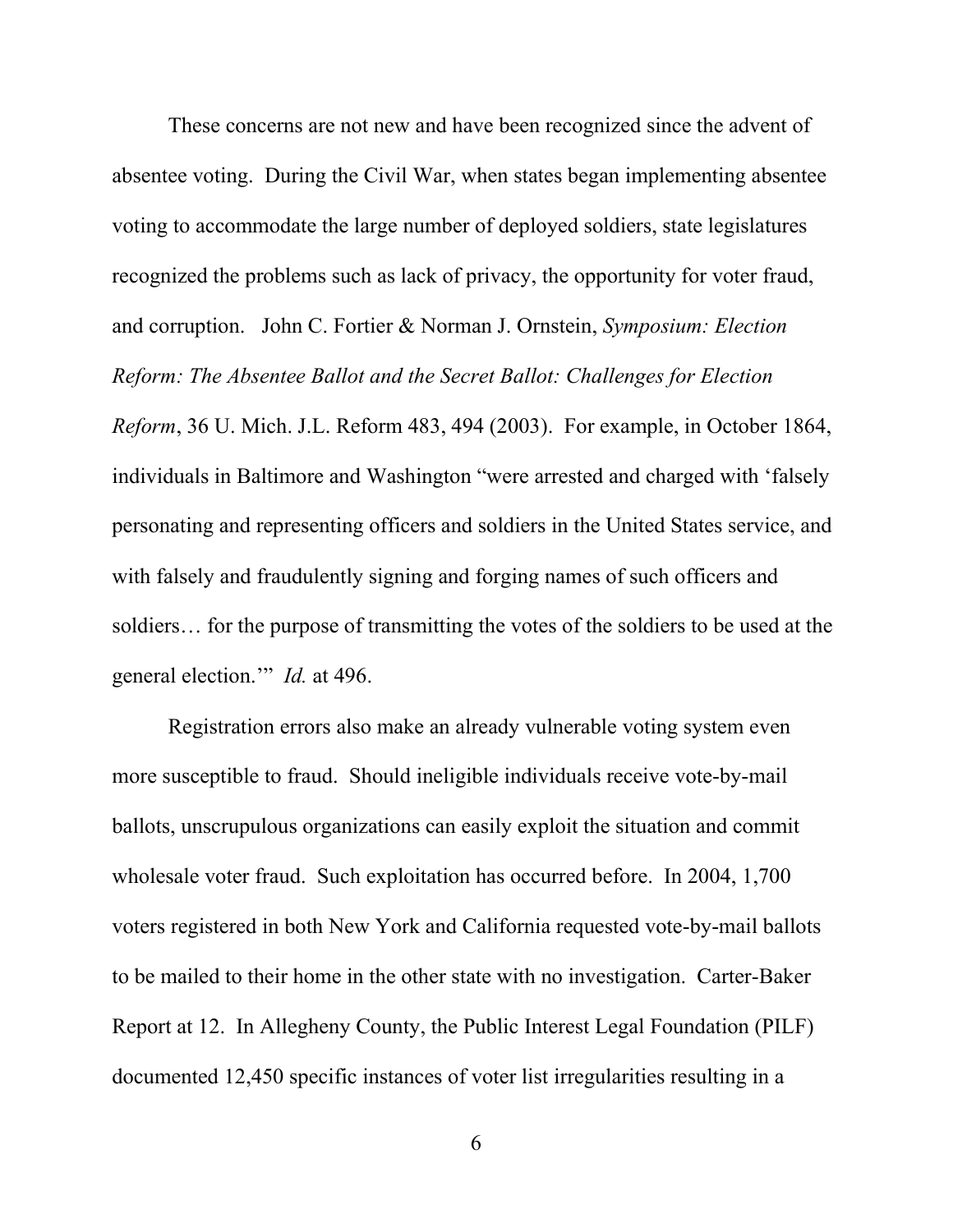These concerns are not new and have been recognized since the advent of absentee voting. During the Civil War, when states began implementing absentee voting to accommodate the large number of deployed soldiers, state legislatures recognized the problems such as lack of privacy, the opportunity for voter fraud, and corruption. John C. Fortier & Norman J. Ornstein, *Symposium: Election Reform: The Absentee Ballot and the Secret Ballot: Challenges for Election Reform*, 36 U. Mich. J.L. Reform 483, 494 (2003). For example, in October 1864, individuals in Baltimore and Washington "were arrested and charged with 'falsely personating and representing officers and soldiers in the United States service, and with falsely and fraudulently signing and forging names of such officers and soldiers… for the purpose of transmitting the votes of the soldiers to be used at the general election.'" *Id.* at 496.

Registration errors also make an already vulnerable voting system even more susceptible to fraud. Should ineligible individuals receive vote-by-mail ballots, unscrupulous organizations can easily exploit the situation and commit wholesale voter fraud. Such exploitation has occurred before. In 2004, 1,700 voters registered in both New York and California requested vote-by-mail ballots to be mailed to their home in the other state with no investigation. Carter-Baker Report at 12. In Allegheny County, the Public Interest Legal Foundation (PILF) documented 12,450 specific instances of voter list irregularities resulting in a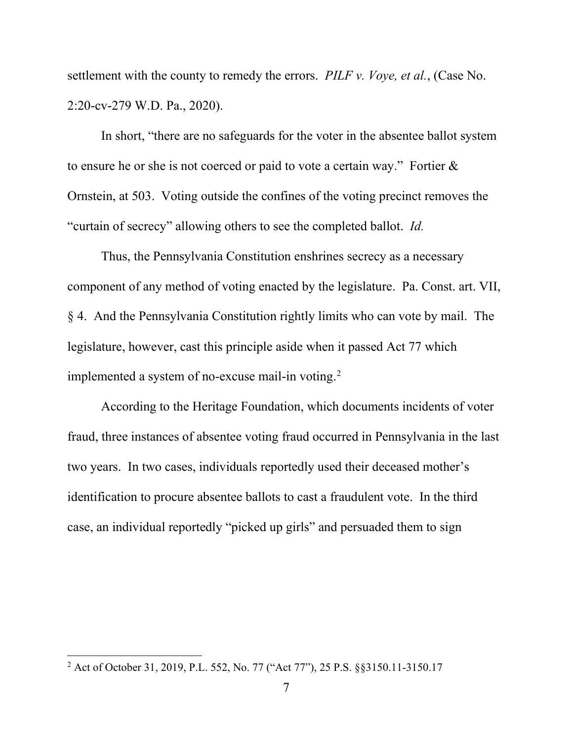settlement with the county to remedy the errors. *PILF v. Voye, et al.*, (Case No. 2:20-cv-279 W.D. Pa., 2020).

In short, "there are no safeguards for the voter in the absentee ballot system to ensure he or she is not coerced or paid to vote a certain way." Fortier & Ornstein, at 503. Voting outside the confines of the voting precinct removes the "curtain of secrecy" allowing others to see the completed ballot. *Id.*

Thus, the Pennsylvania Constitution enshrines secrecy as a necessary component of any method of voting enacted by the legislature. Pa. Const. art. VII, § 4. And the Pennsylvania Constitution rightly limits who can vote by mail. The legislature, however, cast this principle aside when it passed Act 77 which implemented a system of no-excuse mail-in voting.[2]

According to the Heritage Foundation, which documents incidents of voter fraud, three instances of absentee voting fraud occurred in Pennsylvania in the last two years. In two cases, individuals reportedly used their deceased mother's identification to procure absentee ballots to cast a fraudulent vote. In the third case, an individual reportedly "picked up girls" and persuaded them to sign

---

[2] Act of October 31, 2019, P.L. 552, No. 77 ("Act 77"), 25 P.S. §§3150.11-3150.17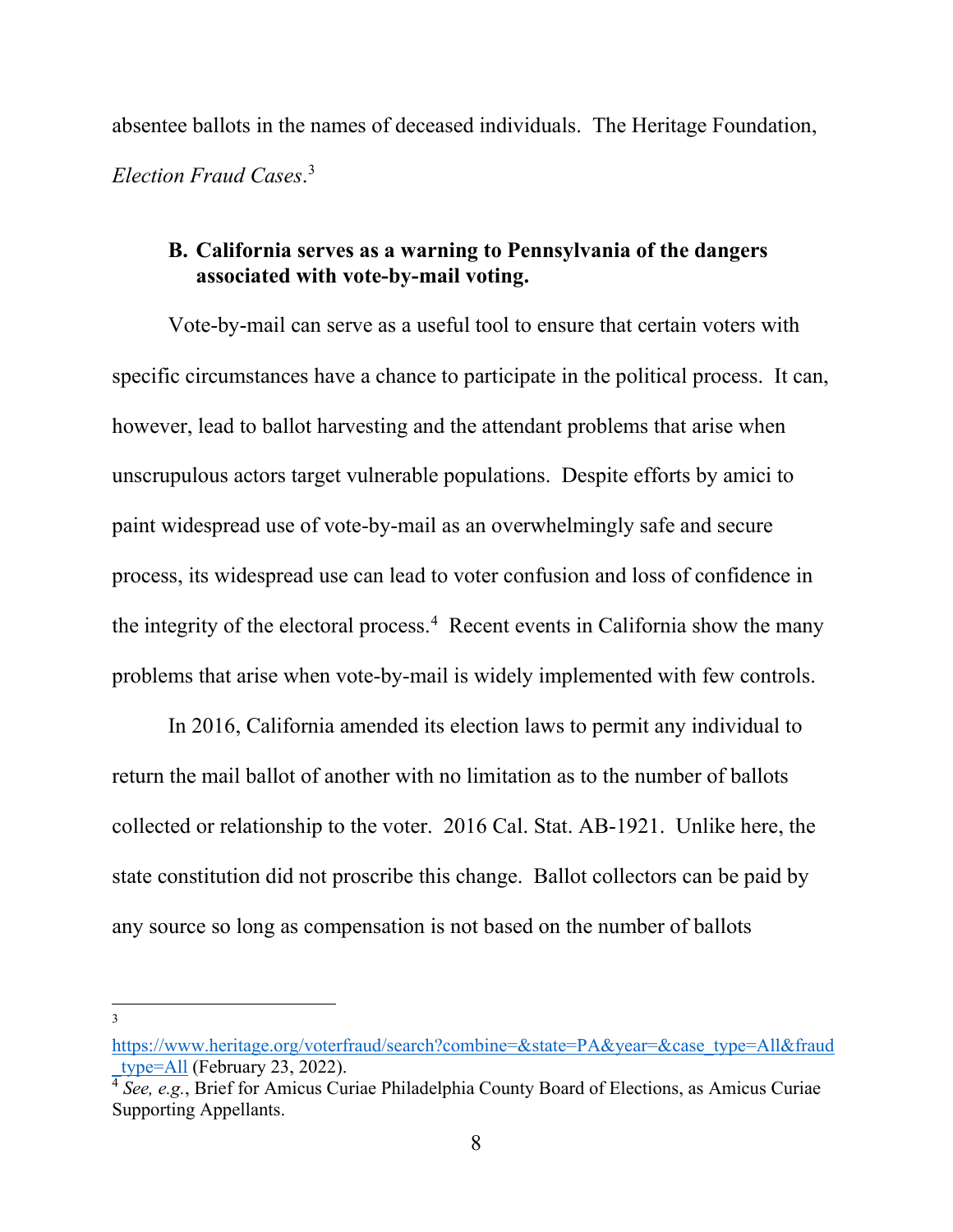absentee ballots in the names of deceased individuals. The Heritage Foundation, *Election Fraud Cases*.[3]

### B. California serves as a warning to Pennsylvania of the dangers associated with vote-by-mail voting.

Vote-by-mail can serve as a useful tool to ensure that certain voters with specific circumstances have a chance to participate in the political process. It can, however, lead to ballot harvesting and the attendant problems that arise when unscrupulous actors target vulnerable populations. Despite efforts by amici to paint widespread use of vote-by-mail as an overwhelmingly safe and secure process, its widespread use can lead to voter confusion and loss of confidence in the integrity of the electoral process.[4] Recent events in California show the many problems that arise when vote-by-mail is widely implemented with few controls.

In 2016, California amended its election laws to permit any individual to return the mail ballot of another with no limitation as to the number of ballots collected or relationship to the voter. 2016 Cal. Stat. AB-1921. Unlike here, the state constitution did not proscribe this change. Ballot collectors can be paid by any source so long as compensation is not based on the number of ballots

---

[3] https://www.heritage.org/voterfraud/search?combine=&state=PA&year=&case_type=All&fraud_type=All (February 23, 2022).

[4] *See, e.g.*, Brief for Amicus Curiae Philadelphia County Board of Elections, as Amicus Curiae Supporting Appellants.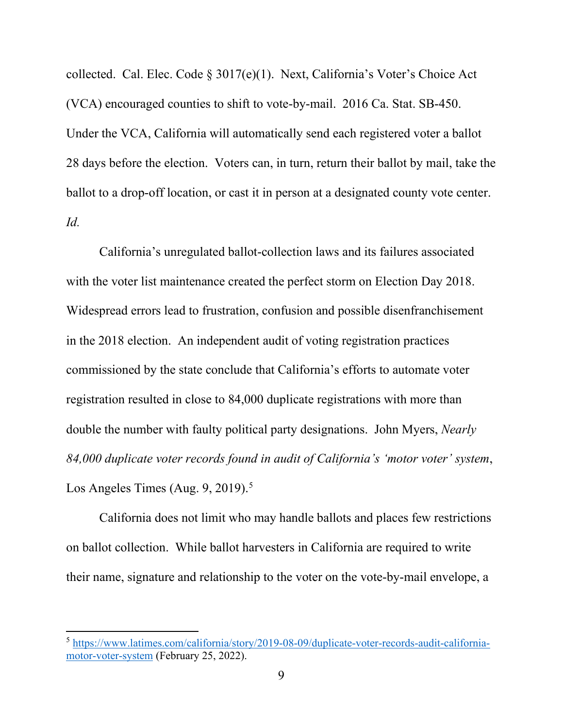collected. Cal. Elec. Code § 3017(e)(1). Next, California's Voter's Choice Act (VCA) encouraged counties to shift to vote-by-mail. 2016 Ca. Stat. SB-450. Under the VCA, California will automatically send each registered voter a ballot 28 days before the election. Voters can, in turn, return their ballot by mail, take the ballot to a drop-off location, or cast it in person at a designated county vote center. *Id.*

California's unregulated ballot-collection laws and its failures associated with the voter list maintenance created the perfect storm on Election Day 2018. Widespread errors lead to frustration, confusion and possible disenfranchisement in the 2018 election. An independent audit of voting registration practices commissioned by the state conclude that California's efforts to automate voter registration resulted in close to 84,000 duplicate registrations with more than double the number with faulty political party designations. John Myers, *Nearly 84,000 duplicate voter records found in audit of California's 'motor voter' system*, Los Angeles Times (Aug. 9, 2019).[5]

California does not limit who may handle ballots and places few restrictions on ballot collection. While ballot harvesters in California are required to write their name, signature and relationship to the voter on the vote-by-mail envelope, a

---

[5] https://www.latimes.com/california/story/2019-08-09/duplicate-voter-records-audit-california-motor-voter-system (February 25, 2022).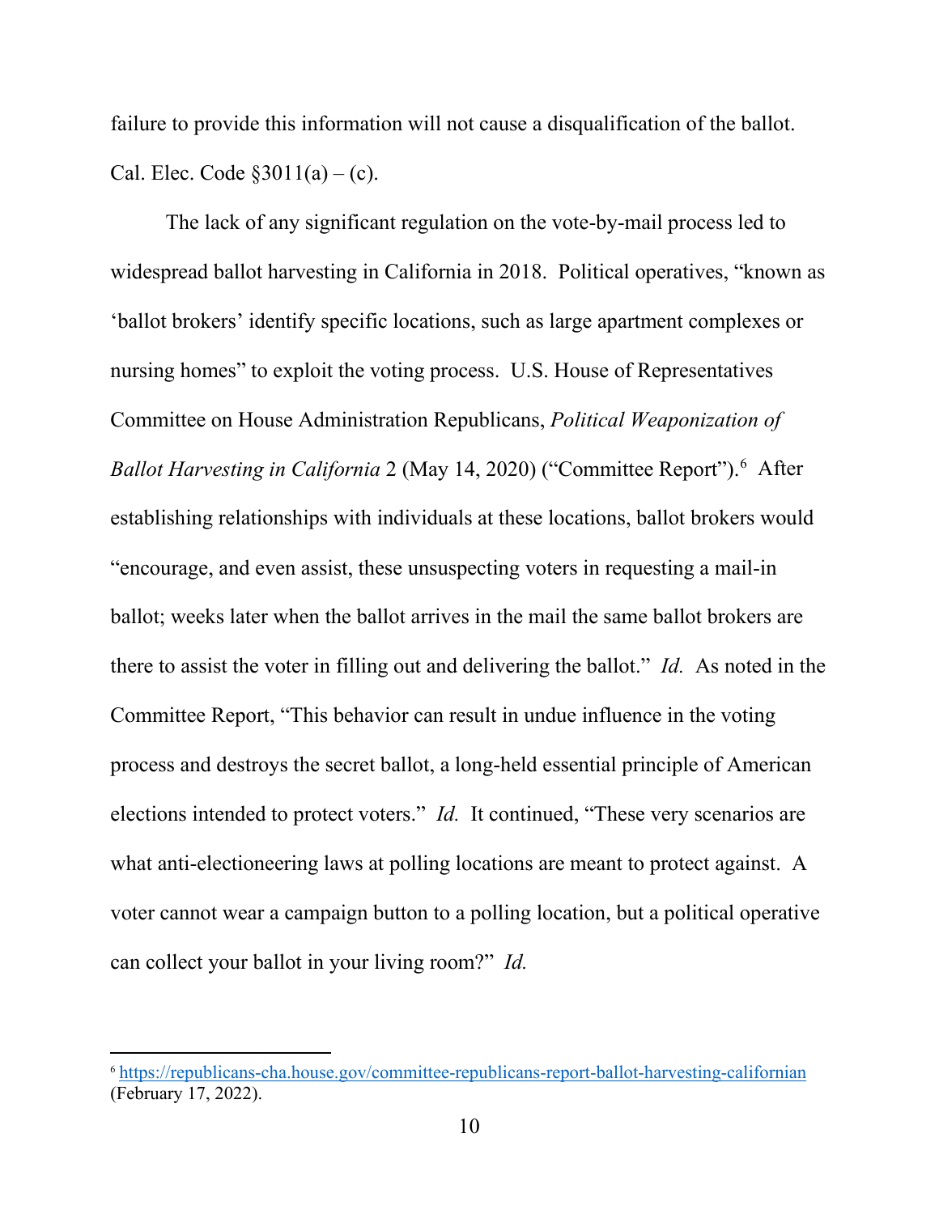failure to provide this information will not cause a disqualification of the ballot. Cal. Elec. Code §3011(a) – (c).

The lack of any significant regulation on the vote-by-mail process led to widespread ballot harvesting in California in 2018. Political operatives, "known as 'ballot brokers' identify specific locations, such as large apartment complexes or nursing homes" to exploit the voting process. U.S. House of Representatives Committee on House Administration Republicans, *Political Weaponization of Ballot Harvesting in California* 2 (May 14, 2020) ("Committee Report").[6] After establishing relationships with individuals at these locations, ballot brokers would "encourage, and even assist, these unsuspecting voters in requesting a mail-in ballot; weeks later when the ballot arrives in the mail the same ballot brokers are there to assist the voter in filling out and delivering the ballot." *Id.* As noted in the Committee Report, "This behavior can result in undue influence in the voting process and destroys the secret ballot, a long-held essential principle of American elections intended to protect voters." *Id.* It continued, "These very scenarios are what anti-electioneering laws at polling locations are meant to protect against. A voter cannot wear a campaign button to a polling location, but a political operative can collect your ballot in your living room?" *Id.*

---

[6] https://republicans-cha.house.gov/committee-republicans-report-ballot-harvesting-californian (February 17, 2022).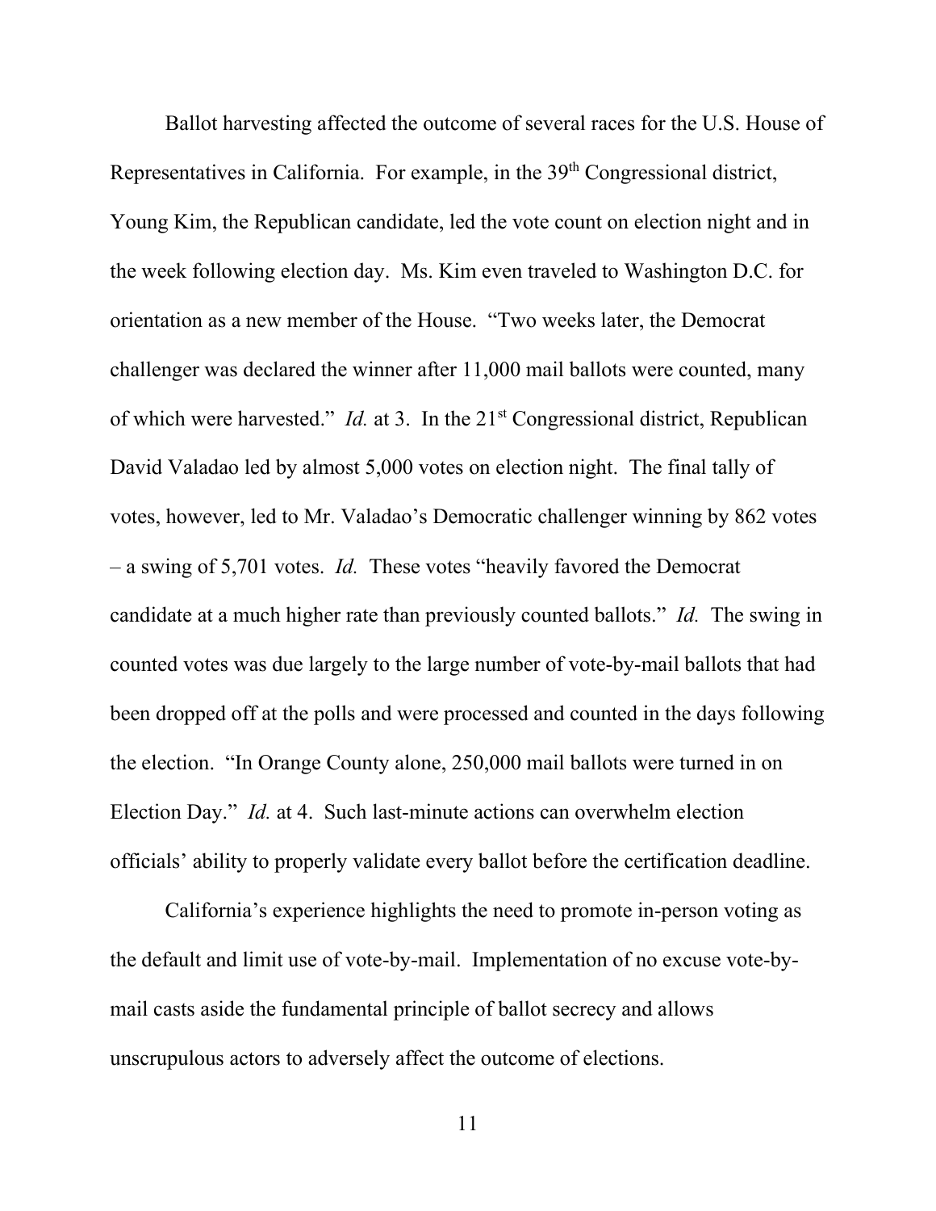Ballot harvesting affected the outcome of several races for the U.S. House of Representatives in California. For example, in the 39th Congressional district, Young Kim, the Republican candidate, led the vote count on election night and in the week following election day. Ms. Kim even traveled to Washington D.C. for orientation as a new member of the House. "Two weeks later, the Democrat challenger was declared the winner after 11,000 mail ballots were counted, many of which were harvested." *Id.* at 3. In the 21st Congressional district, Republican David Valadao led by almost 5,000 votes on election night. The final tally of votes, however, led to Mr. Valadao's Democratic challenger winning by 862 votes – a swing of 5,701 votes. *Id.* These votes "heavily favored the Democrat candidate at a much higher rate than previously counted ballots." *Id.* The swing in counted votes was due largely to the large number of vote-by-mail ballots that had been dropped off at the polls and were processed and counted in the days following the election. "In Orange County alone, 250,000 mail ballots were turned in on Election Day." *Id.* at 4. Such last-minute actions can overwhelm election officials' ability to properly validate every ballot before the certification deadline.

California's experience highlights the need to promote in-person voting as the default and limit use of vote-by-mail. Implementation of no excuse vote-by-mail casts aside the fundamental principle of ballot secrecy and allows unscrupulous actors to adversely affect the outcome of elections.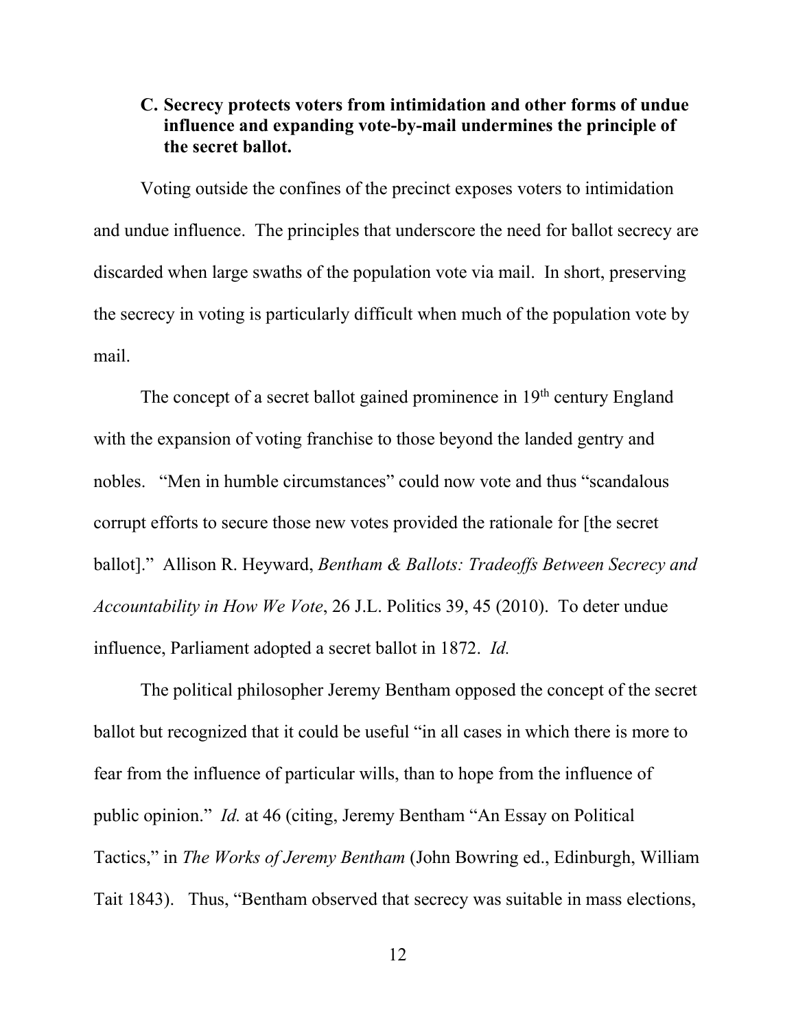### C. Secrecy protects voters from intimidation and other forms of undue influence and expanding vote-by-mail undermines the principle of the secret ballot.

Voting outside the confines of the precinct exposes voters to intimidation and undue influence. The principles that underscore the need for ballot secrecy are discarded when large swaths of the population vote via mail. In short, preserving the secrecy in voting is particularly difficult when much of the population vote by mail.

The concept of a secret ballot gained prominence in 19th century England with the expansion of voting franchise to those beyond the landed gentry and nobles. "Men in humble circumstances" could now vote and thus "scandalous corrupt efforts to secure those new votes provided the rationale for [the secret ballot]." Allison R. Heyward, *Bentham & Ballots: Tradeoffs Between Secrecy and Accountability in How We Vote*, 26 J.L. Politics 39, 45 (2010). To deter undue influence, Parliament adopted a secret ballot in 1872. *Id.*

The political philosopher Jeremy Bentham opposed the concept of the secret ballot but recognized that it could be useful "in all cases in which there is more to fear from the influence of particular wills, than to hope from the influence of public opinion." *Id.* at 46 (citing, Jeremy Bentham "An Essay on Political Tactics," in *The Works of Jeremy Bentham* (John Bowring ed., Edinburgh, William Tait 1843). Thus, "Bentham observed that secrecy was suitable in mass elections,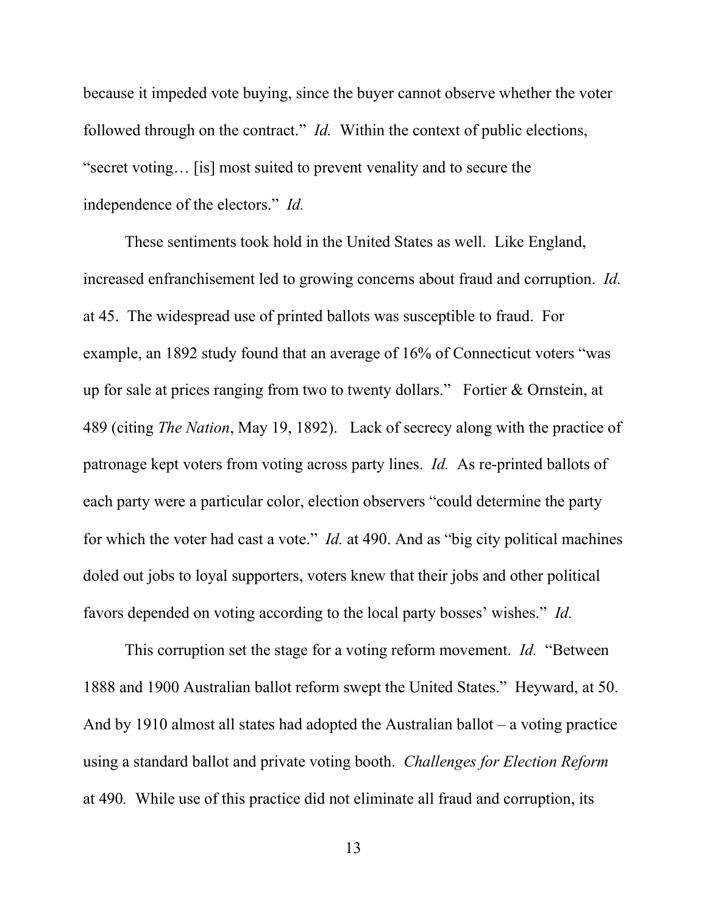because it impeded vote buying, since the buyer cannot observe whether the voter followed through on the contract." *Id.* Within the context of public elections, "secret voting… [is] most suited to prevent venality and to secure the independence of the electors." *Id.*

These sentiments took hold in the United States as well. Like England, increased enfranchisement led to growing concerns about fraud and corruption. *Id.* at 45. The widespread use of printed ballots was susceptible to fraud. For example, an 1892 study found that an average of 16% of Connecticut voters "was up for sale at prices ranging from two to twenty dollars." Fortier & Ornstein, at 489 (citing *The Nation*, May 19, 1892). Lack of secrecy along with the practice of patronage kept voters from voting across party lines. *Id.* As re-printed ballots of each party were a particular color, election observers "could determine the party for which the voter had cast a vote." *Id.* at 490. And as "big city political machines doled out jobs to loyal supporters, voters knew that their jobs and other political favors depended on voting according to the local party bosses' wishes." *Id.*

This corruption set the stage for a voting reform movement. *Id.* "Between 1888 and 1900 Australian ballot reform swept the United States." Heyward, at 50. And by 1910 almost all states had adopted the Australian ballot – a voting practice using a standard ballot and private voting booth. *Challenges for Election Reform* at 490*.* While use of this practice did not eliminate all fraud and corruption, its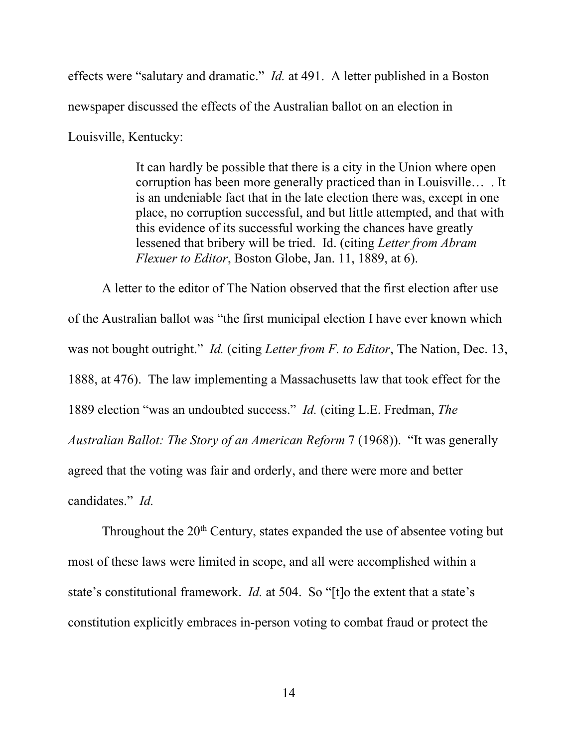effects were "salutary and dramatic." *Id.* at 491. A letter published in a Boston newspaper discussed the effects of the Australian ballot on an election in Louisville, Kentucky:

> It can hardly be possible that there is a city in the Union where open corruption has been more generally practiced than in Louisville… . It is an undeniable fact that in the late election there was, except in one place, no corruption successful, and but little attempted, and that with this evidence of its successful working the chances have greatly lessened that bribery will be tried. Id. (citing *Letter from Abram Flexuer to Editor*, Boston Globe, Jan. 11, 1889, at 6).

A letter to the editor of The Nation observed that the first election after use of the Australian ballot was "the first municipal election I have ever known which was not bought outright." *Id.* (citing *Letter from F. to Editor*, The Nation, Dec. 13, 1888, at 476). The law implementing a Massachusetts law that took effect for the 1889 election "was an undoubted success." *Id.* (citing L.E. Fredman, *The Australian Ballot: The Story of an American Reform* 7 (1968)). "It was generally agreed that the voting was fair and orderly, and there were more and better candidates." *Id.*

Throughout the 20th Century, states expanded the use of absentee voting but most of these laws were limited in scope, and all were accomplished within a state's constitutional framework. *Id.* at 504. So "[t]o the extent that a state's constitution explicitly embraces in-person voting to combat fraud or protect the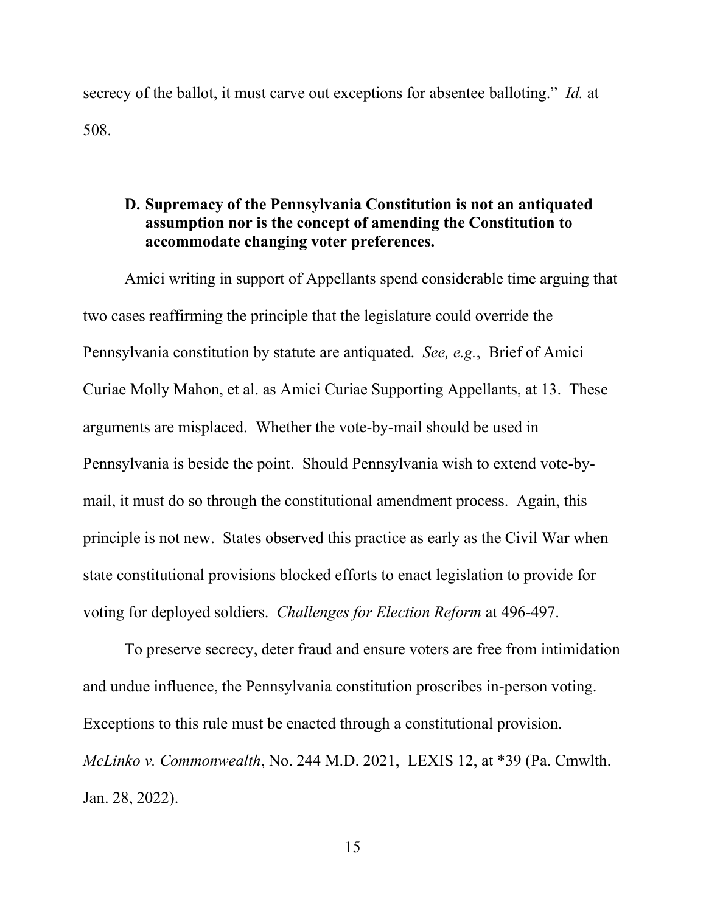secrecy of the ballot, it must carve out exceptions for absentee balloting." *Id.* at 508.

**D. Supremacy of the Pennsylvania Constitution is not an antiquated assumption nor is the concept of amending the Constitution to accommodate changing voter preferences.**

Amici writing in support of Appellants spend considerable time arguing that two cases reaffirming the principle that the legislature could override the Pennsylvania constitution by statute are antiquated. *See, e.g.*, Brief of Amici Curiae Molly Mahon, et al. as Amici Curiae Supporting Appellants, at 13. These arguments are misplaced. Whether the vote-by-mail should be used in Pennsylvania is beside the point. Should Pennsylvania wish to extend vote-by-mail, it must do so through the constitutional amendment process. Again, this principle is not new. States observed this practice as early as the Civil War when state constitutional provisions blocked efforts to enact legislation to provide for voting for deployed soldiers. *Challenges for Election Reform* at 496-497.

To preserve secrecy, deter fraud and ensure voters are free from intimidation and undue influence, the Pennsylvania constitution proscribes in-person voting. Exceptions to this rule must be enacted through a constitutional provision. *McLinko v. Commonwealth*, No. 244 M.D. 2021, LEXIS 12, at *39 (Pa. Cmwlth. Jan. 28, 2022).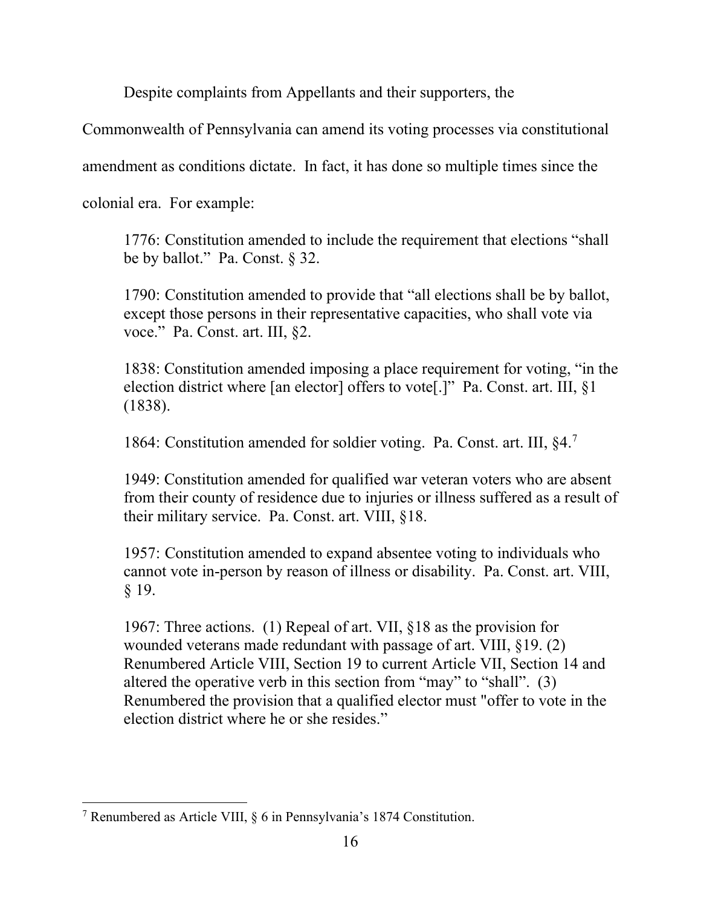Despite complaints from Appellants and their supporters, the Commonwealth of Pennsylvania can amend its voting processes via constitutional amendment as conditions dictate. In fact, it has done so multiple times since the colonial era. For example:

> 1776: Constitution amended to include the requirement that elections "shall be by ballot." Pa. Const. § 32.
>
> 1790: Constitution amended to provide that "all elections shall be by ballot, except those persons in their representative capacities, who shall vote via voce." Pa. Const. art. III, §2.
>
> 1838: Constitution amended imposing a place requirement for voting, "in the election district where [an elector] offers to vote[.]" Pa. Const. art. III, §1 (1838).
>
> 1864: Constitution amended for soldier voting. Pa. Const. art. III, §4.[7]
>
> 1949: Constitution amended for qualified war veteran voters who are absent from their county of residence due to injuries or illness suffered as a result of their military service. Pa. Const. art. VIII, §18.
>
> 1957: Constitution amended to expand absentee voting to individuals who cannot vote in-person by reason of illness or disability. Pa. Const. art. VIII, § 19.
>
> 1967: Three actions. (1) Repeal of art. VII, §18 as the provision for wounded veterans made redundant with passage of art. VIII, §19. (2) Renumbered Article VIII, Section 19 to current Article VII, Section 14 and altered the operative verb in this section from "may" to "shall". (3) Renumbered the provision that a qualified elector must "offer to vote in the election district where he or she resides."

---

[7] Renumbered as Article VIII, § 6 in Pennsylvania's 1874 Constitution.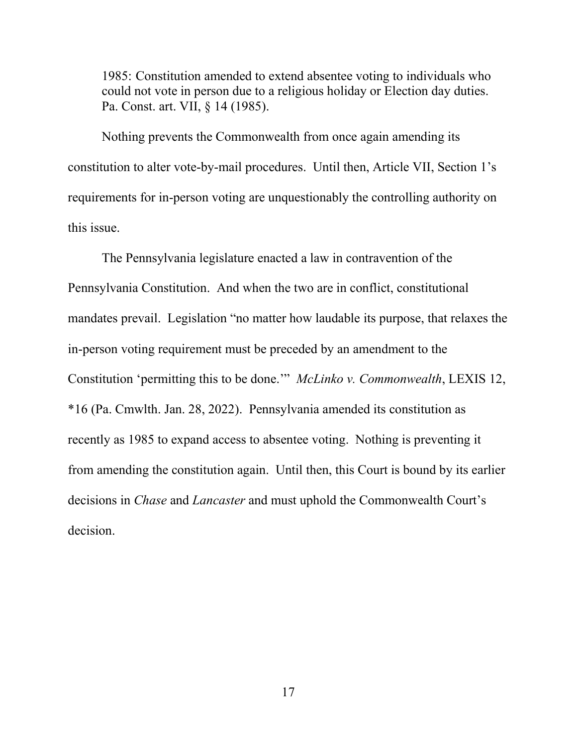> 1985: Constitution amended to extend absentee voting to individuals who could not vote in person due to a religious holiday or Election day duties. Pa. Const. art. VII, § 14 (1985).

Nothing prevents the Commonwealth from once again amending its constitution to alter vote-by-mail procedures. Until then, Article VII, Section 1's requirements for in-person voting are unquestionably the controlling authority on this issue.

The Pennsylvania legislature enacted a law in contravention of the Pennsylvania Constitution. And when the two are in conflict, constitutional mandates prevail. Legislation "no matter how laudable its purpose, that relaxes the in-person voting requirement must be preceded by an amendment to the Constitution 'permitting this to be done.'" *McLinko v. Commonwealth*, LEXIS 12, *16 (Pa. Cmwlth. Jan. 28, 2022). Pennsylvania amended its constitution as recently as 1985 to expand access to absentee voting. Nothing is preventing it from amending the constitution again. Until then, this Court is bound by its earlier decisions in *Chase* and *Lancaster* and must uphold the Commonwealth Court's decision.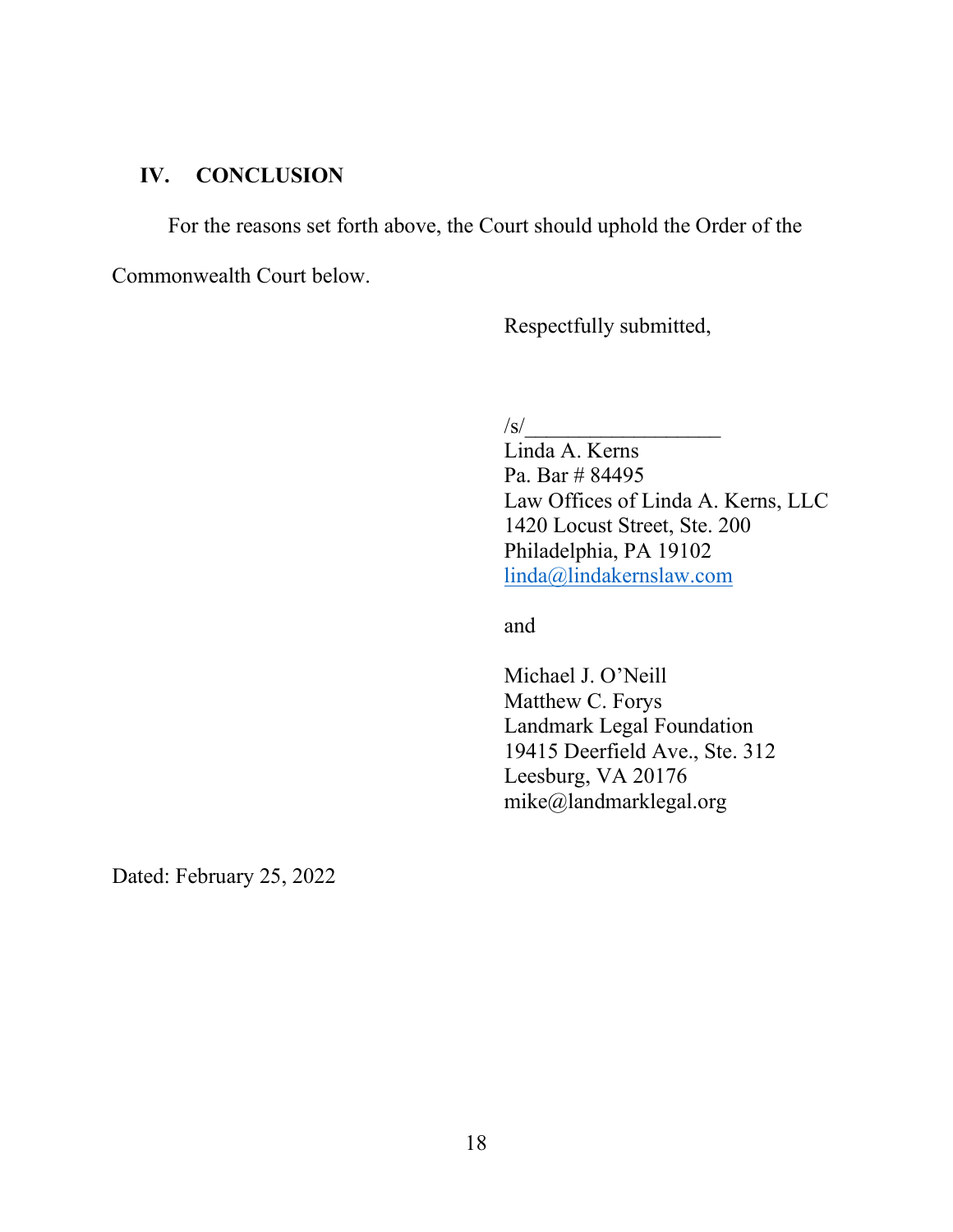## IV. CONCLUSION

For the reasons set forth above, the Court should uphold the Order of the Commonwealth Court below.

Respectfully submitted,

/s/__________________
Linda A. Kerns
Pa. Bar # 84495
Law Offices of Linda A. Kerns, LLC
1420 Locust Street, Ste. 200
Philadelphia, PA 19102
linda@lindakernslaw.com

and

Michael J. O'Neill
Matthew C. Forys
Landmark Legal Foundation
19415 Deerfield Ave., Ste. 312
Leesburg, VA 20176
mike@landmarklegal.org

Dated: February 25, 2022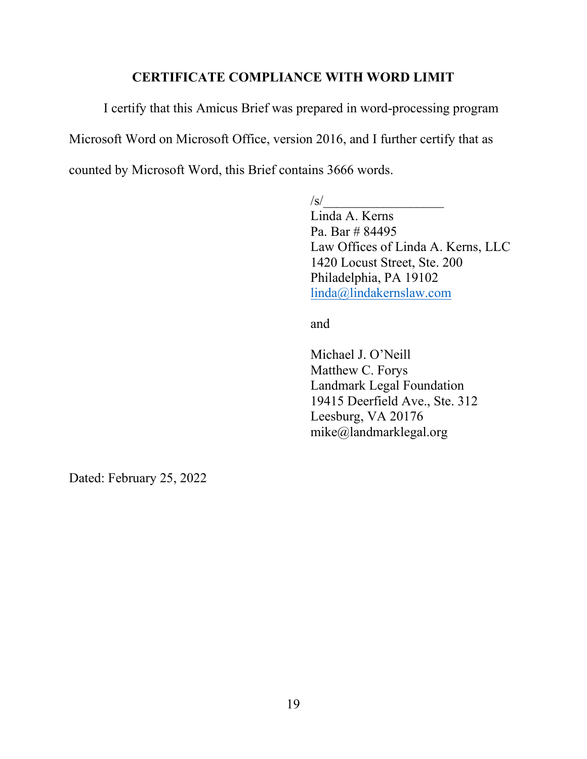## CERTIFICATE COMPLIANCE WITH WORD LIMIT

I certify that this Amicus Brief was prepared in word-processing program Microsoft Word on Microsoft Office, version 2016, and I further certify that as counted by Microsoft Word, this Brief contains 3666 words.

/s/__________________
Linda A. Kerns
Pa. Bar # 84495
Law Offices of Linda A. Kerns, LLC
1420 Locust Street, Ste. 200
Philadelphia, PA 19102
linda@lindakernslaw.com

and

Michael J. O'Neill
Matthew C. Forys
Landmark Legal Foundation
19415 Deerfield Ave., Ste. 312
Leesburg, VA 20176
mike@landmarklegal.org

Dated: February 25, 2022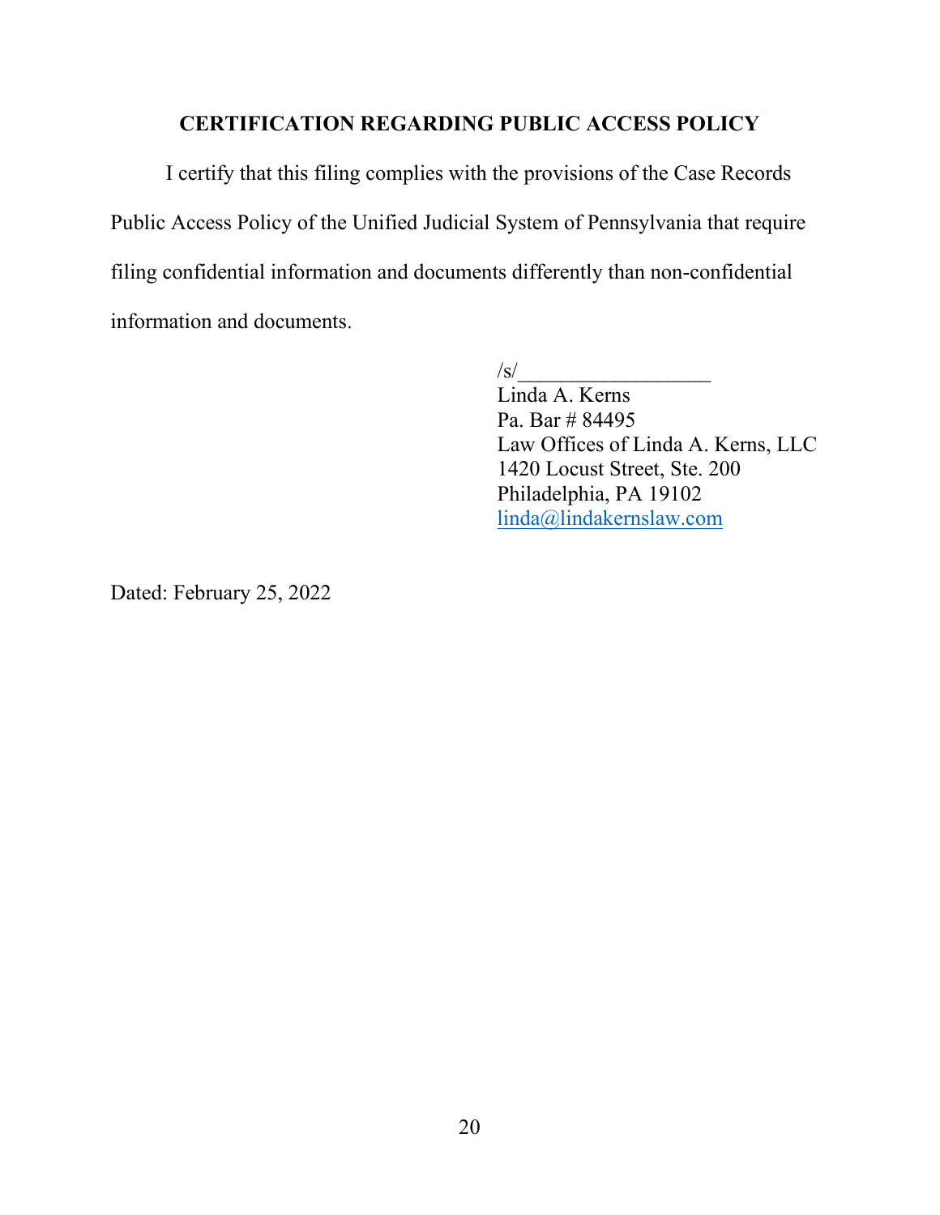## CERTIFICATION REGARDING PUBLIC ACCESS POLICY

I certify that this filing complies with the provisions of the Case Records Public Access Policy of the Unified Judicial System of Pennsylvania that require filing confidential information and documents differently than non-confidential information and documents.

/s/__________________
Linda A. Kerns
Pa. Bar # 84495
Law Offices of Linda A. Kerns, LLC
1420 Locust Street, Ste. 200
Philadelphia, PA 19102
linda@lindakernslaw.com

Dated: February 25, 2022